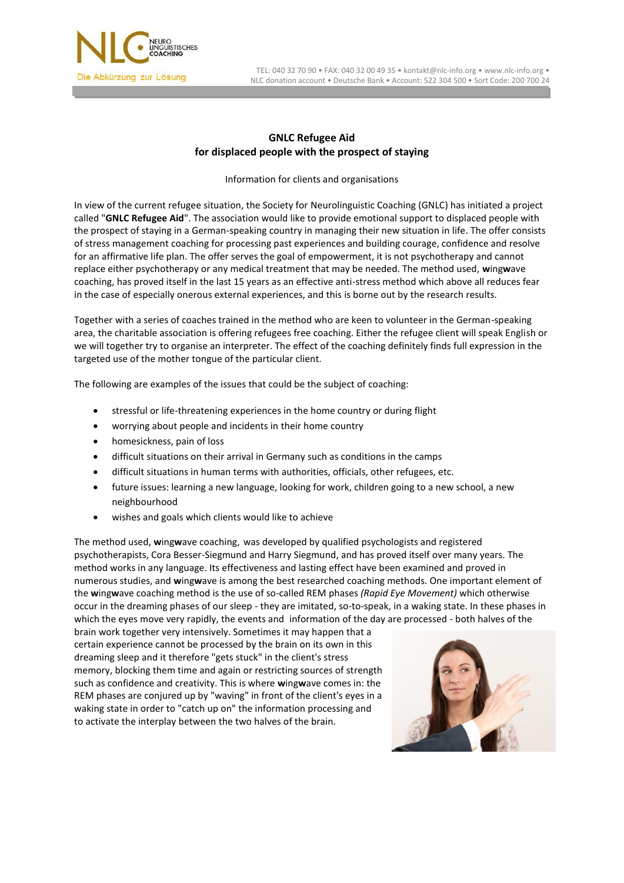NEURO LINGUISTISCHES COACHING

Die Abkürzung zur Lösung

TEL: 040 32 70 90 • FAX: 040 32 00 49 35 • kontakt@nlc-info.org • www.nlc-info.org • NLC donation account • Deutsche Bank • Account: 522 304 500 • Sort Code: 200 700 24

## GNLC Refugee Aid
## for displaced people with the prospect of staying

Information for clients and organisations

In view of the current refugee situation, the Society for Neurolinguistic Coaching (GNLC) has initiated a project called "**GNLC Refugee Aid**". The association would like to provide emotional support to displaced people with the prospect of staying in a German-speaking country in managing their new situation in life. The offer consists of stress management coaching for processing past experiences and building courage, confidence and resolve for an affirmative life plan. The offer serves the goal of empowerment, it is not psychotherapy and cannot replace either psychotherapy or any medical treatment that may be needed. The method used, **w**ing**w**ave coaching, has proved itself in the last 15 years as an effective anti-stress method which above all reduces fear in the case of especially onerous external experiences, and this is borne out by the research results.

Together with a series of coaches trained in the method who are keen to volunteer in the German-speaking area, the charitable association is offering refugees free coaching. Either the refugee client will speak English or we will together try to organise an interpreter. The effect of the coaching definitely finds full expression in the targeted use of the mother tongue of the particular client.

The following are examples of the issues that could be the subject of coaching:

- stressful or life-threatening experiences in the home country or during flight
- worrying about people and incidents in their home country
- homesickness, pain of loss
- difficult situations on their arrival in Germany such as conditions in the camps
- difficult situations in human terms with authorities, officials, other refugees, etc.
- future issues: learning a new language, looking for work, children going to a new school, a new neighbourhood
- wishes and goals which clients would like to achieve

The method used, **w**ing**w**ave coaching, was developed by qualified psychologists and registered psychotherapists, Cora Besser-Siegmund and Harry Siegmund, and has proved itself over many years. The method works in any language. Its effectiveness and lasting effect have been examined and proved in numerous studies, and **w**ing**w**ave is among the best researched coaching methods. One important element of the **w**ing**w**ave coaching method is the use of so-called REM phases *(Rapid Eye Movement)* which otherwise occur in the dreaming phases of our sleep - they are imitated, so-to-speak, in a waking state. In these phases in which the eyes move very rapidly, the events and information of the day are processed - both halves of the brain work together very intensively. Sometimes it may happen that a certain experience cannot be processed by the brain on its own in this dreaming sleep and it therefore "gets stuck" in the client's stress memory, blocking them time and again or restricting sources of strength such as confidence and creativity. This is where **w**ing**w**ave comes in: the REM phases are conjured up by "waving" in front of the client's eyes in a waking state in order to "catch up on" the information processing and to activate the interplay between the two halves of the brain.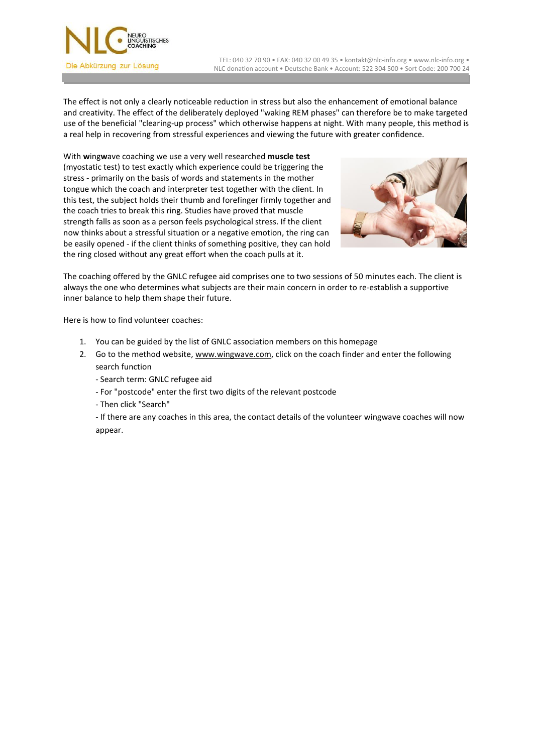The effect is not only a clearly noticeable reduction in stress but also the enhancement of emotional balance and creativity. The effect of the deliberately deployed "waking REM phases" can therefore be to make targeted use of the beneficial "clearing-up process" which otherwise happens at night. With many people, this method is a real help in recovering from stressful experiences and viewing the future with greater confidence.

With **w**ing**w**ave coaching we use a very well researched **muscle test** (myostatic test) to test exactly which experience could be triggering the stress - primarily on the basis of words and statements in the mother tongue which the coach and interpreter test together with the client. In this test, the subject holds their thumb and forefinger firmly together and the coach tries to break this ring. Studies have proved that muscle strength falls as soon as a person feels psychological stress. If the client now thinks about a stressful situation or a negative emotion, the ring can be easily opened - if the client thinks of something positive, they can hold the ring closed without any great effort when the coach pulls at it.

The coaching offered by the GNLC refugee aid comprises one to two sessions of 50 minutes each. The client is always the one who determines what subjects are their main concern in order to re-establish a supportive inner balance to help them shape their future.

Here is how to find volunteer coaches:

1. You can be guided by the list of GNLC association members on this homepage
2. Go to the method website, www.wingwave.com, click on the coach finder and enter the following search function
   - Search term: GNLC refugee aid
   - For "postcode" enter the first two digits of the relevant postcode
   - Then click "Search"
   - If there are any coaches in this area, the contact details of the volunteer wingwave coaches will now appear.